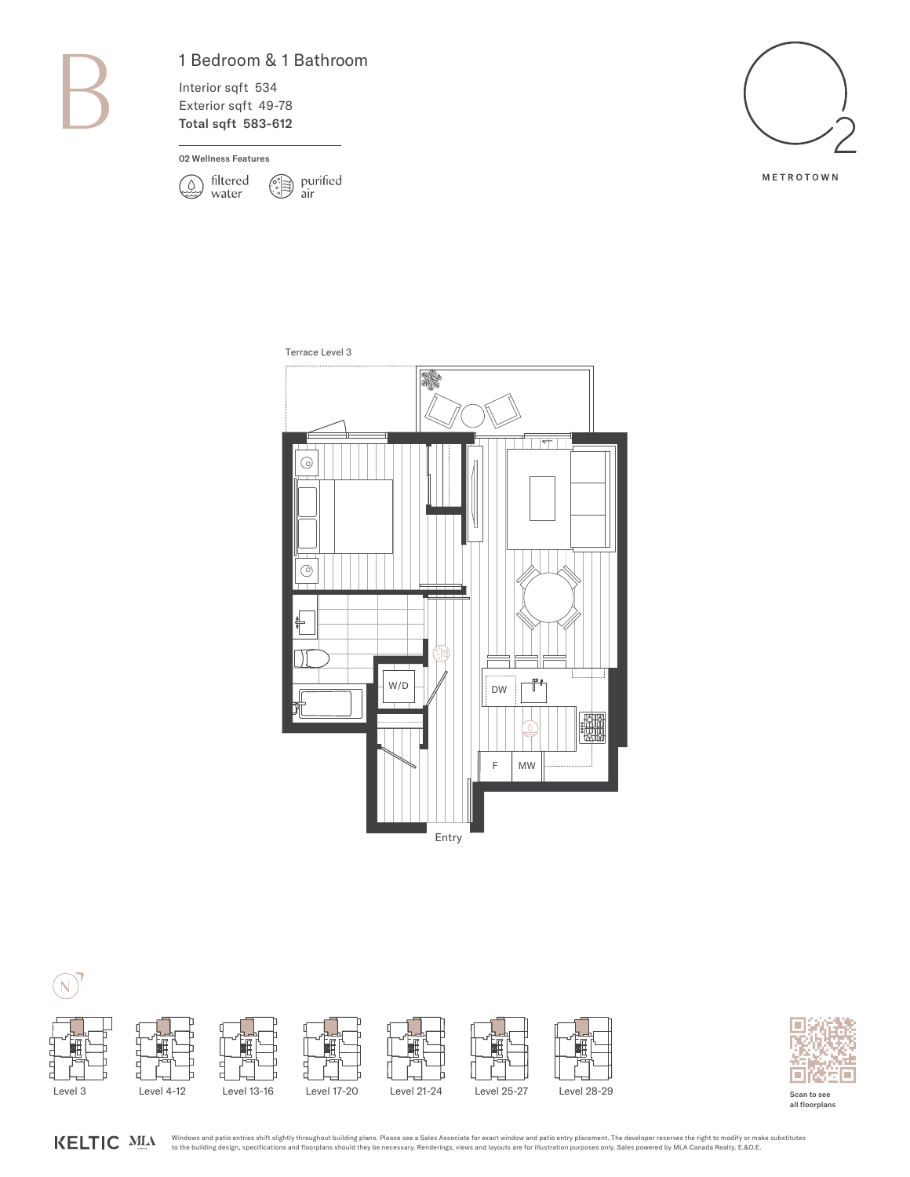# B

## 1 Bedroom & 1 Bathroom

Interior sqft 534
Exterior sqft 49-78
**Total sqft 583-612**

02 Wellness Features

filtered water

purified air

O2 METROTOWN

Terrace Level 3

W/D

DW

F

MW

Entry

N

Level 3

Level 4-12

Level 13-16

Level 17-20

Level 21-24

Level 25-27

Level 28-29

Scan to see all floorplans

KELTIC MLA

Windows and patio entries shift slightly throughout building plans. Please see a Sales Associate for exact window and patio entry placement. The developer reserves the right to modify or make substitutes to the building design, specifications and floorplans should they be necessary. Renderings, views and layouts are for illustration purposes only. Sales powered by MLA Canada Realty. E.&O.E.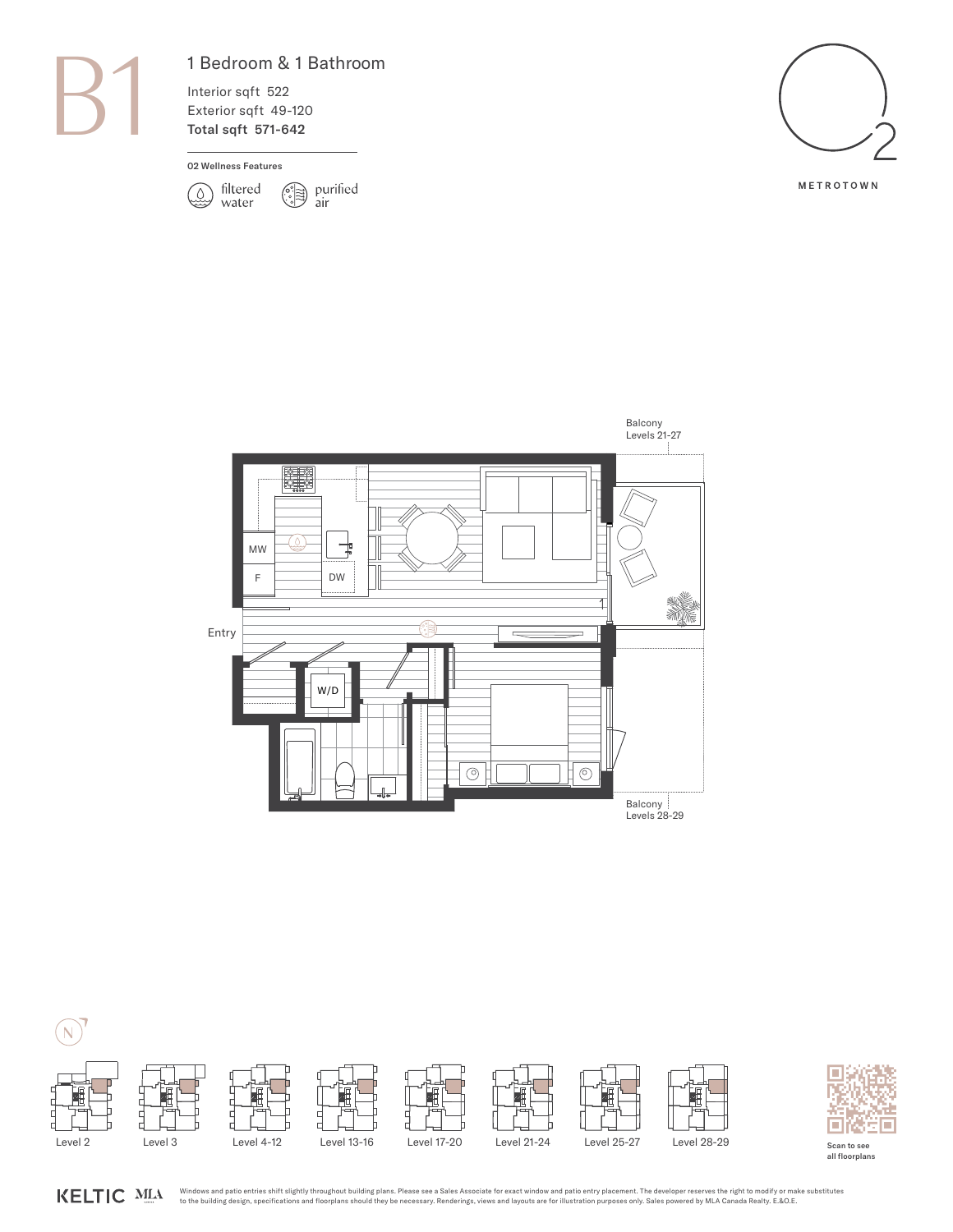# B1

## 1 Bedroom & 1 Bathroom

Interior sqft 522
Exterior sqft 49-120
**Total sqft 571-642**

02 Wellness Features

filtered water

purified air

O2 METROTOWN

Balcony Levels 21-27

MW

F

DW

Entry

W/D

Balcony Levels 28-29

Level 2

Level 3

Level 4-12

Level 13-16

Level 17-20

Level 21-24

Level 25-27

Level 28-29

Scan to see all floorplans

KELTIC MLA

Windows and patio entries shift slightly throughout building plans. Please see a Sales Associate for exact window and patio entry placement. The developer reserves the right to modify or make substitutes to the building design, specifications and floorplans should they be necessary. Renderings, views and layouts are for illustration purposes only. Sales powered by MLA Canada Realty. E.&O.E.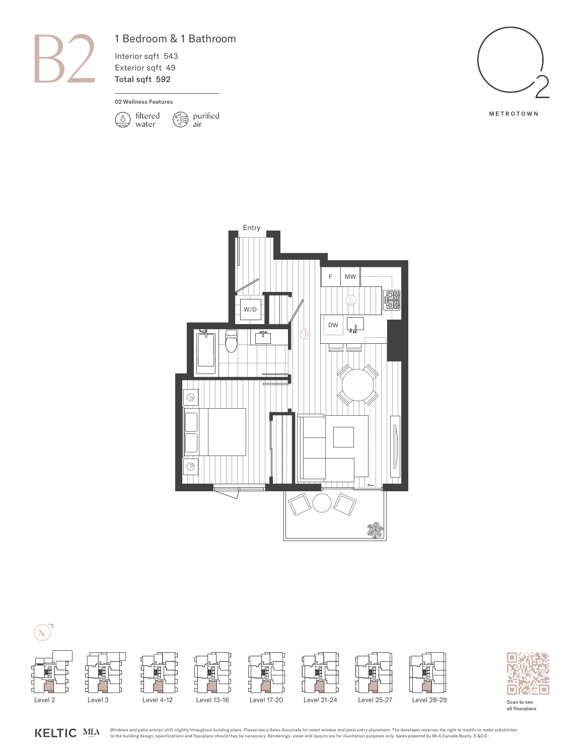# B2

## 1 Bedroom & 1 Bathroom

Interior sqft 543
Exterior sqft 49
**Total sqft 592**

02 Wellness Features

filtered water

purified air

METROTOWN

Entry

F

MW

W/D

DW

N

Level 2

Level 3

Level 4-12

Level 13-16

Level 17-20

Level 21-24

Level 25-27

Level 28-29

Scan to see all floorplans

KELTIC MLA

Windows and patio entries shift slightly throughout building plans. Please see a Sales Associate for exact window and patio entry placement. The developer reserves the right to modify or make substitutes to the building design, specifications and floorplans should they be necessary. Renderings, views and layouts are for illustration purposes only. Sales powered by MLA Canada Realty. E.&O.E.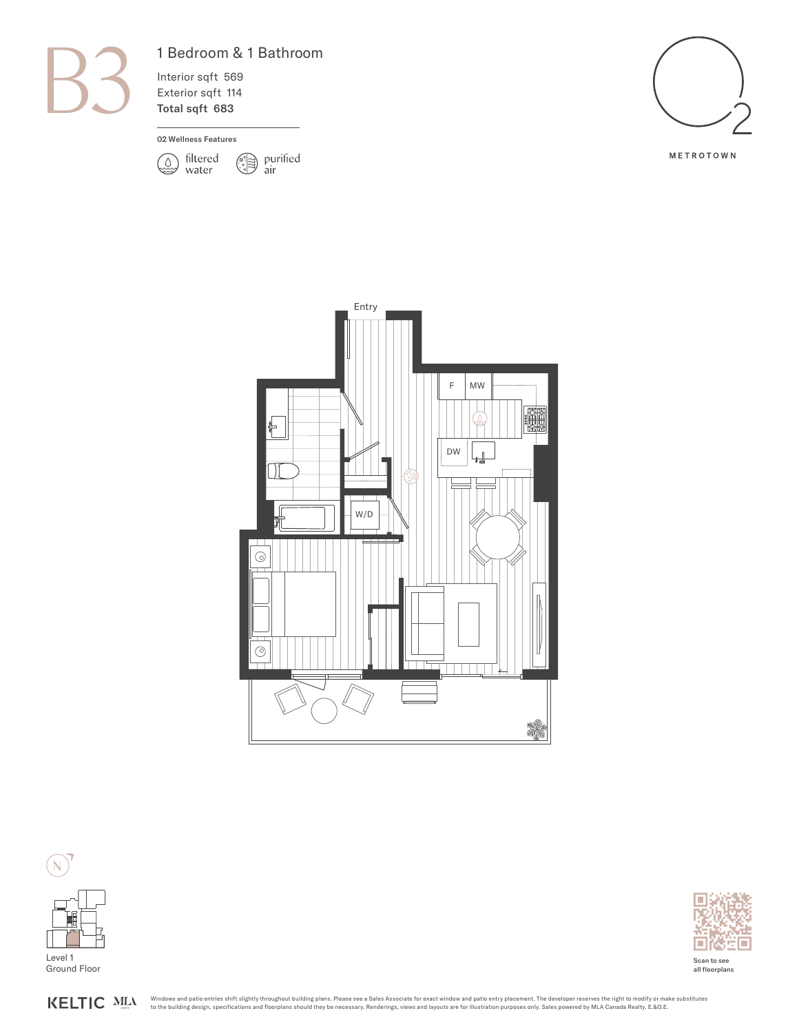# B3

## 1 Bedroom & 1 Bathroom

Interior sqft 569
Exterior sqft 114
**Total sqft 683**

02 Wellness Features

filtered water

purified air

METROTOWN

Entry

F

MW

DW

W/D

N

Level 1
Ground Floor

Scan to see all floorplans

KELTIC MLA

Windows and patio entries shift slightly throughout building plans. Please see a Sales Associate for exact window and patio entry placement. The developer reserves the right to modify or make substitutes to the building design, specifications and floorplans should they be necessary. Renderings, views and layouts are for illustration purposes only. Sales powered by MLA Canada Realty. E.&O.E.